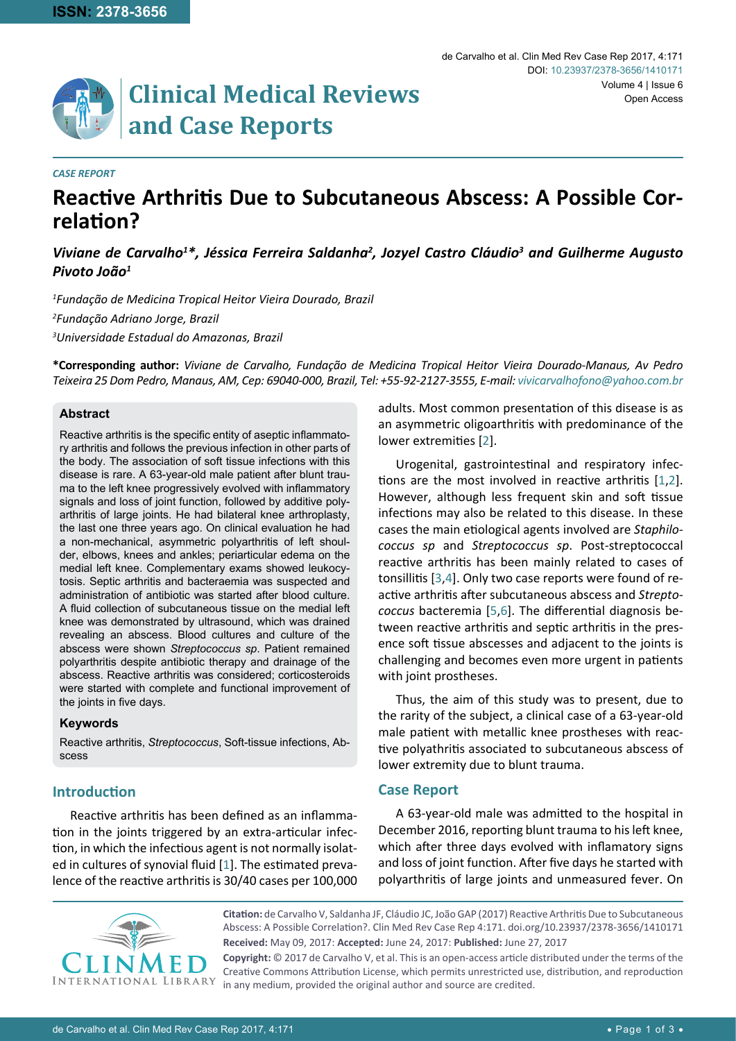CASE REPORT

# Reactive Arthritis Due to Subcutaneous Abscess: A Possible Correlation?

***Viviane de Carvalho[1]\*, Jéssica Ferreira Saldanha[2], Jozyel Castro Cláudio[3] and Guilherme Augusto Pivoto João[1]***

*[1]Fundação de Medicina Tropical Heitor Vieira Dourado, Brazil*

*[2]Fundação Adriano Jorge, Brazil*

*[3]Universidade Estadual do Amazonas, Brazil*

**\*Corresponding author:** *Viviane de Carvalho, Fundação de Medicina Tropical Heitor Vieira Dourado-Manaus, Av Pedro Teixeira 25 Dom Pedro, Manaus, AM, Cep: 69040-000, Brazil, Tel: +55-92-2127-3555, E-mail: vivicarvalhofono@yahoo.com.br*

## Abstract

Reactive arthritis is the specific entity of aseptic inflammatory arthritis and follows the previous infection in other parts of the body. The association of soft tissue infections with this disease is rare. A 63-year-old male patient after blunt trauma to the left knee progressively evolved with inflammatory signals and loss of joint function, followed by additive polyarthritis of large joints. He had bilateral knee arthroplasty, the last one three years ago. On clinical evaluation he had a non-mechanical, asymmetric polyarthritis of left shoulder, elbows, knees and ankles; periarticular edema on the medial left knee. Complementary exams showed leukocytosis. Septic arthritis and bacteraemia was suspected and administration of antibiotic was started after blood culture. A fluid collection of subcutaneous tissue on the medial left knee was demonstrated by ultrasound, which was drained revealing an abscess. Blood cultures and culture of the abscess were shown *Streptococcus sp*. Patient remained polyarthritis despite antibiotic therapy and drainage of the abscess. Reactive arthritis was considered; corticosteroids were started with complete and functional improvement of the joints in five days.

### Keywords

Reactive arthritis, *Streptococcus*, Soft-tissue infections, Abscess

## Introduction

Reactive arthritis has been defined as an inflammation in the joints triggered by an extra-articular infection, in which the infectious agent is not normally isolated in cultures of synovial fluid [1]. The estimated prevalence of the reactive arthritis is 30/40 cases per 100,000 adults. Most common presentation of this disease is as an asymmetric oligoarthritis with predominance of the lower extremities [2].

Urogenital, gastrointestinal and respiratory infections are the most involved in reactive arthritis [1,2]. However, although less frequent skin and soft tissue infections may also be related to this disease. In these cases the main etiological agents involved are *Staphylococcus sp* and *Streptococcus sp*. Post-streptococcal reactive arthritis has been mainly related to cases of tonsillitis [3,4]. Only two case reports were found of reactive arthritis after subcutaneous abscess and *Streptococcus* bacteremia [5,6]. The differential diagnosis between reactive arthritis and septic arthritis in the presence soft tissue abscesses and adjacent to the joints is challenging and becomes even more urgent in patients with joint prostheses.

Thus, the aim of this study was to present, due to the rarity of the subject, a clinical case of a 63-year-old male patient with metallic knee prostheses with reactive polyathritis associated to subcutaneous abscess of lower extremity due to blunt trauma.

## Case Report

A 63-year-old male was admitted to the hospital in December 2016, reporting blunt trauma to his left knee, which after three days evolved with inflamatory signs and loss of joint function. After five days he started with polyarthritis of large joints and unmeasured fever. On

**Citation:** de Carvalho V, Saldanha JF, Cláudio JC, João GAP (2017) Reactive Arthritis Due to Subcutaneous Abscess: A Possible Correlation?. Clin Med Rev Case Rep 4:171. doi.org/10.23937/2378-3656/1410171

**Received:** May 09, 2017: **Accepted:** June 24, 2017: **Published:** June 27, 2017

**Copyright:** © 2017 de Carvalho V, et al. This is an open-access article distributed under the terms of the Creative Commons Attribution License, which permits unrestricted use, distribution, and reproduction in any medium, provided the original author and source are credited.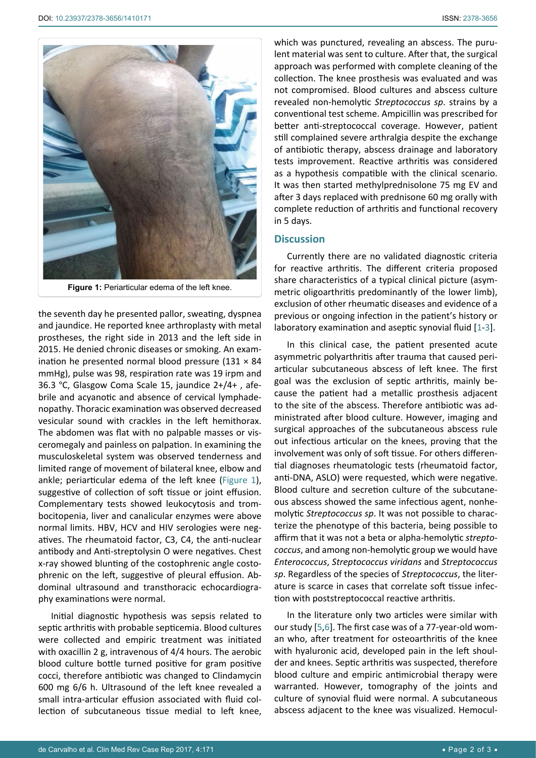Figure 1: Periarticular edema of the left knee.

the seventh day he presented pallor, sweating, dyspnea and jaundice. He reported knee arthroplasty with metal prostheses, the right side in 2013 and the left side in 2015. He denied chronic diseases or smoking. An examination he presented normal blood pressure (131 × 84 mmHg), pulse was 98, respiration rate was 19 irpm and 36.3 °C, Glasgow Coma Scale 15, jaundice 2+/4+ , afebrile and acyanotic and absence of cervical lymphadenopathy. Thoracic examination was observed decreased vesicular sound with crackles in the left hemithorax. The abdomen was flat with no palpable masses or visceromegaly and painless on palpation. In examining the musculoskeletal system was observed tenderness and limited range of movement of bilateral knee, elbow and ankle; periarticular edema of the left knee (Figure 1), suggestive of collection of soft tissue or joint effusion. Complementary tests showed leukocytosis and trombocitopenia, liver and canalicular enzymes were above normal limits. HBV, HCV and HIV serologies were negatives. The rheumatoid factor, C3, C4, the anti-nuclear antibody and Anti-streptolysin O were negatives. Chest x-ray showed blunting of the costophrenic angle costophrenic on the left, suggestive of pleural effusion. Abdominal ultrasound and transthoracic echocardiography examinations were normal.

Initial diagnostic hypothesis was sepsis related to septic arthritis with probable septicemia. Blood cultures were collected and empiric treatment was initiated with oxacillin 2 g, intravenous of 4/4 hours. The aerobic blood culture bottle turned positive for gram positive cocci, therefore antibiotic was changed to Clindamycin 600 mg 6/6 h. Ultrasound of the left knee revealed a small intra-articular effusion associated with fluid collection of subcutaneous tissue medial to left knee, which was punctured, revealing an abscess. The purulent material was sent to culture. After that, the surgical approach was performed with complete cleaning of the collection. The knee prosthesis was evaluated and was not compromised. Blood cultures and abscess culture revealed non-hemolytic *Streptococcus sp*. strains by a conventional test scheme. Ampicillin was prescribed for better anti-streptococcal coverage. However, patient still complained severe arthralgia despite the exchange of antibiotic therapy, abscess drainage and laboratory tests improvement. Reactive arthritis was considered as a hypothesis compatible with the clinical scenario. It was then started methylprednisolone 75 mg EV and after 3 days replaced with prednisone 60 mg orally with complete reduction of arthritis and functional recovery in 5 days.

## Discussion

Currently there are no validated diagnostic criteria for reactive arthritis. The different criteria proposed share characteristics of a typical clinical picture (asymmetric oligoarthritis predominantly of the lower limb), exclusion of other rheumatic diseases and evidence of a previous or ongoing infection in the patient's history or laboratory examination and aseptic synovial fluid [1-3].

In this clinical case, the patient presented acute asymmetric polyarthritis after trauma that caused periarticular subcutaneous abscess of left knee. The first goal was the exclusion of septic arthritis, mainly because the patient had a metallic prosthesis adjacent to the site of the abscess. Therefore antibiotic was administrated after blood culture. However, imaging and surgical approaches of the subcutaneous abscess rule out infectious articular on the knees, proving that the involvement was only of soft tissue. For others differential diagnoses rheumatologic tests (rheumatoid factor, anti-DNA, ASLO) were requested, which were negative. Blood culture and secretion culture of the subcutaneous abscess showed the same infectious agent, nonhemolytic *Streptococcus sp*. It was not possible to characterize the phenotype of this bacteria, being possible to affirm that it was not a beta or alpha-hemolytic *streptococcus*, and among non-hemolytic group we would have *Enterococcus*, *Streptococcus viridans* and *Streptococcus sp*. Regardless of the species of *Streptococcus*, the literature is scarce in cases that correlate soft tissue infection with poststreptococcal reactive arthritis.

In the literature only two articles were similar with our study [5,6]. The first case was of a 77-year-old woman who, after treatment for osteoarthritis of the knee with hyaluronic acid, developed pain in the left shoulder and knees. Septic arthritis was suspected, therefore blood culture and empiric antimicrobial therapy were warranted. However, tomography of the joints and culture of synovial fluid were normal. A subcutaneous abscess adjacent to the knee was visualized. Hemocul-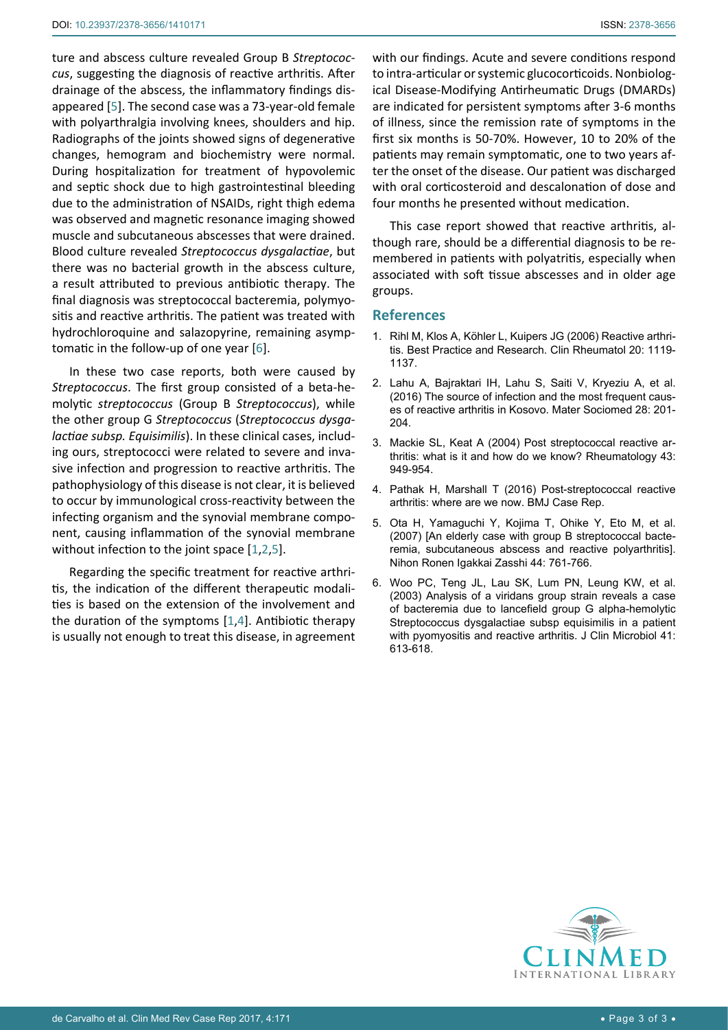ture and abscess culture revealed Group B *Streptococcus*, suggesting the diagnosis of reactive arthritis. After drainage of the abscess, the inflammatory findings disappeared [5]. The second case was a 73-year-old female with polyarthralgia involving knees, shoulders and hip. Radiographs of the joints showed signs of degenerative changes, hemogram and biochemistry were normal. During hospitalization for treatment of hypovolemic and septic shock due to high gastrointestinal bleeding due to the administration of NSAIDs, right thigh edema was observed and magnetic resonance imaging showed muscle and subcutaneous abscesses that were drained. Blood culture revealed *Streptococcus dysgalactiae*, but there was no bacterial growth in the abscess culture, a result attributed to previous antibiotic therapy. The final diagnosis was streptococcal bacteremia, polymyositis and reactive arthritis. The patient was treated with hydrochloroquine and salazopyrine, remaining asymptomatic in the follow-up of one year [6].

In these two case reports, both were caused by *Streptococcus*. The first group consisted of a beta-hemolytic *streptococcus* (Group B *Streptococcus*), while the other group G *Streptococcus* (*Streptococcus dysgalactiae subsp. Equisimilis*). In these clinical cases, including ours, streptococci were related to severe and invasive infection and progression to reactive arthritis. The pathophysiology of this disease is not clear, it is believed to occur by immunological cross-reactivity between the infecting organism and the synovial membrane component, causing inflammation of the synovial membrane without infection to the joint space [1,2,5].

Regarding the specific treatment for reactive arthritis, the indication of the different therapeutic modalities is based on the extension of the involvement and the duration of the symptoms [1,4]. Antibiotic therapy is usually not enough to treat this disease, in agreement with our findings. Acute and severe conditions respond to intra-articular or systemic glucocorticoids. Nonbiological Disease-Modifying Antirheumatic Drugs (DMARDs) are indicated for persistent symptoms after 3-6 months of illness, since the remission rate of symptoms in the first six months is 50-70%. However, 10 to 20% of the patients may remain symptomatic, one to two years after the onset of the disease. Our patient was discharged with oral corticosteroid and descalonation of dose and four months he presented without medication.

This case report showed that reactive arthritis, although rare, should be a differential diagnosis to be remembered in patients with polyatritis, especially when associated with soft tissue abscesses and in older age groups.

## References

1. Rihl M, Klos A, Köhler L, Kuipers JG (2006) Reactive arthritis. Best Practice and Research. Clin Rheumatol 20: 1119-1137.
2. Lahu A, Bajraktari IH, Lahu S, Saiti V, Kryeziu A, et al. (2016) The source of infection and the most frequent causes of reactive arthritis in Kosovo. Mater Sociomed 28: 201-204.
3. Mackie SL, Keat A (2004) Post streptococcal reactive arthritis: what is it and how do we know? Rheumatology 43: 949-954.
4. Pathak H, Marshall T (2016) Post-streptococcal reactive arthritis: where are we now. BMJ Case Rep.
5. Ota H, Yamaguchi Y, Kojima T, Ohike Y, Eto M, et al. (2007) [An elderly case with group B streptococcal bacteremia, subcutaneous abscess and reactive polyarthritis]. Nihon Ronen Igakkai Zasshi 44: 761-766.
6. Woo PC, Teng JL, Lau SK, Lum PN, Leung KW, et al. (2003) Analysis of a viridans group strain reveals a case of bacteremia due to lancefield group G alpha-hemolytic Streptococcus dysgalactiae subsp equisimilis in a patient with pyomyositis and reactive arthritis. J Clin Microbiol 41: 613-618.